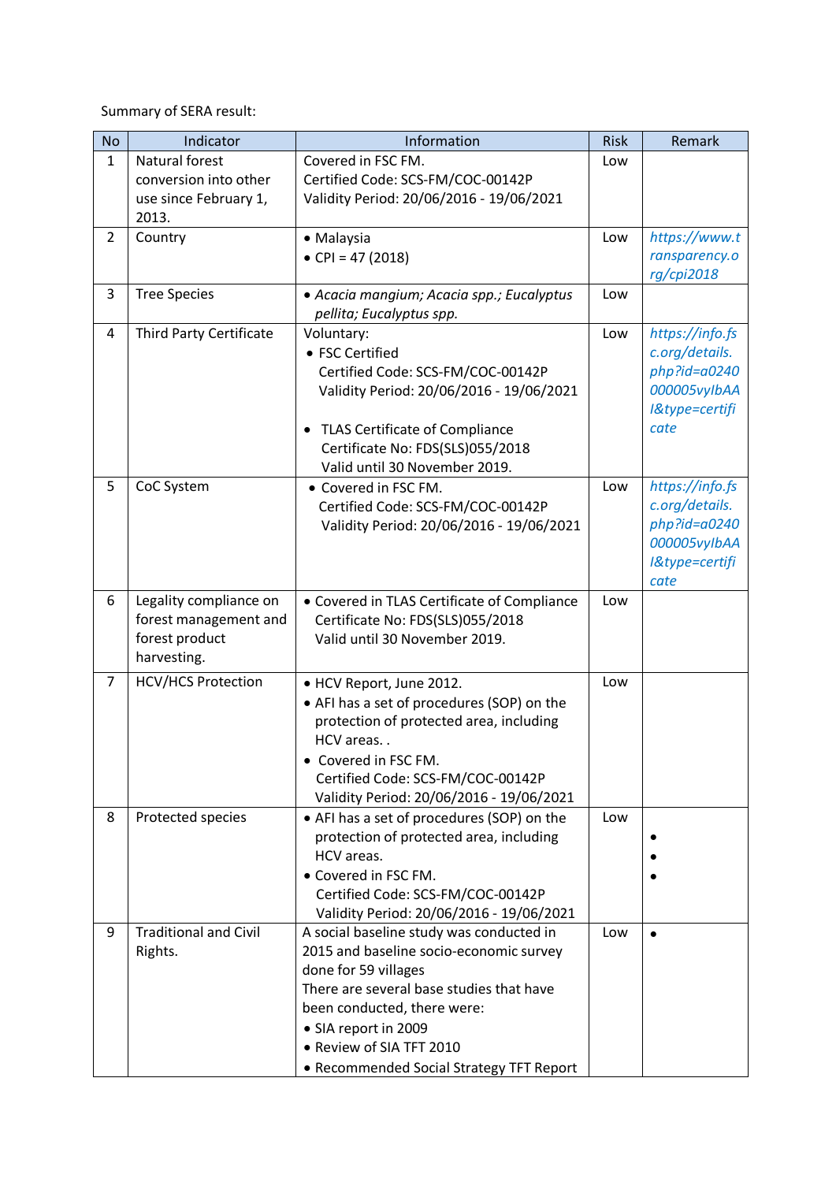Summary of SERA result:

| No | Indicator | Information | Risk | Remark |
|---|---|---|---|---|
| 1 | Natural forest conversion into other use since February 1, 2013. | Covered in FSC FM.<br>Certified Code: SCS-FM/COC-00142P<br>Validity Period: 20/06/2016 - 19/06/2021 | Low | |
| 2 | Country | • Malaysia<br>• CPI = 47 (2018) | Low | *https://www.transparency.org/cpi2018* |
| 3 | Tree Species | • *Acacia mangium; Acacia spp.; Eucalyptus pellita; Eucalyptus spp.* | Low | |
| 4 | Third Party Certificate | Voluntary:<br>• FSC Certified<br>Certified Code: SCS-FM/COC-00142P<br>Validity Period: 20/06/2016 - 19/06/2021<br><br>• TLAS Certificate of Compliance<br>Certificate No: FDS(SLS)055/2018<br>Valid until 30 November 2019. | Low | *https://info.fsc.org/details.php?id=a0240000005vyIbAAI&type=certificate* |
| 5 | CoC System | • Covered in FSC FM.<br>Certified Code: SCS-FM/COC-00142P<br>Validity Period: 20/06/2016 - 19/06/2021 | Low | *https://info.fsc.org/details.php?id=a0240000005vyIbAAI&type=certificate* |
| 6 | Legality compliance on forest management and forest product harvesting. | • Covered in TLAS Certificate of Compliance<br>Certificate No: FDS(SLS)055/2018<br>Valid until 30 November 2019. | Low | |
| 7 | HCV/HCS Protection | • HCV Report, June 2012.<br>• AFI has a set of procedures (SOP) on the protection of protected area, including HCV areas. .<br>• Covered in FSC FM.<br>Certified Code: SCS-FM/COC-00142P<br>Validity Period: 20/06/2016 - 19/06/2021 | Low | |
| 8 | Protected species | • AFI has a set of procedures (SOP) on the protection of protected area, including HCV areas.<br>• Covered in FSC FM.<br>Certified Code: SCS-FM/COC-00142P<br>Validity Period: 20/06/2016 - 19/06/2021 | Low | •<br>•<br>• |
| 9 | Traditional and Civil Rights. | A social baseline study was conducted in 2015 and baseline socio-economic survey done for 59 villages<br>There are several base studies that have been conducted, there were:<br>• SIA report in 2009<br>• Review of SIA TFT 2010<br>• Recommended Social Strategy TFT Report | Low | • |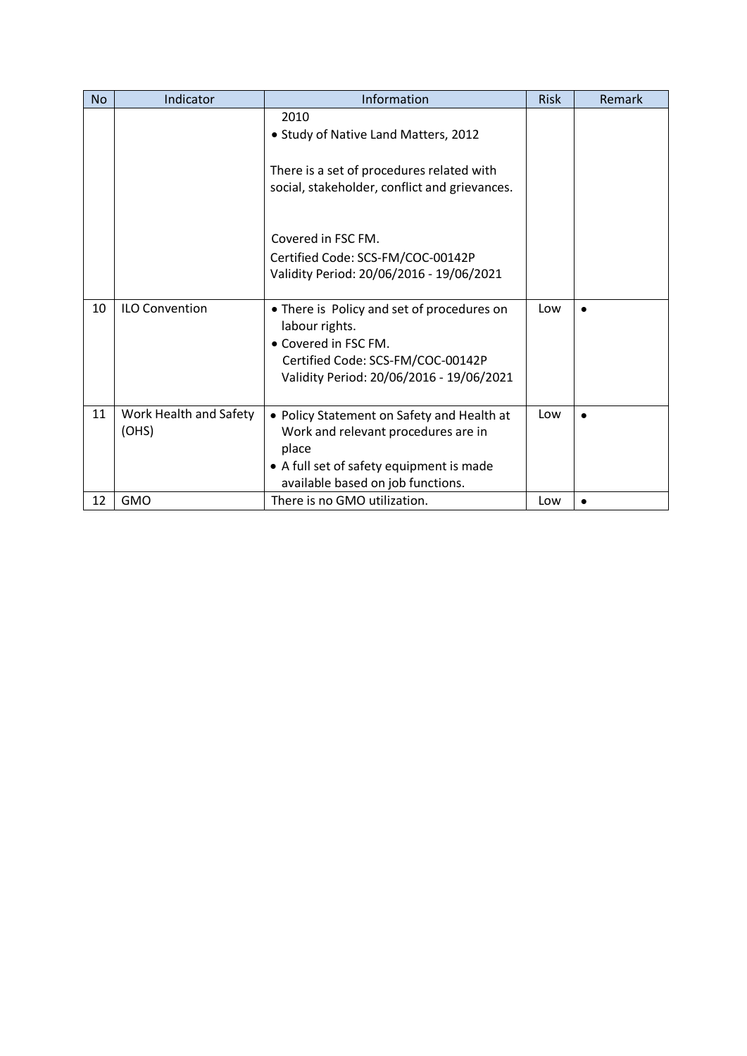| No | Indicator | Information | Risk | Remark |
|---|---|---|---|---|
| | | 2010<br>• Study of Native Land Matters, 2012<br><br>There is a set of procedures related with social, stakeholder, conflict and grievances.<br><br>Covered in FSC FM.<br>Certified Code: SCS-FM/COC-00142P<br>Validity Period: 20/06/2016 - 19/06/2021 | | |
| 10 | ILO Convention | • There is Policy and set of procedures on labour rights.<br>• Covered in FSC FM.<br>Certified Code: SCS-FM/COC-00142P<br>Validity Period: 20/06/2016 - 19/06/2021 | Low | • |
| 11 | Work Health and Safety (OHS) | • Policy Statement on Safety and Health at Work and relevant procedures are in place<br>• A full set of safety equipment is made available based on job functions. | Low | • |
| 12 | GMO | There is no GMO utilization. | Low | • |